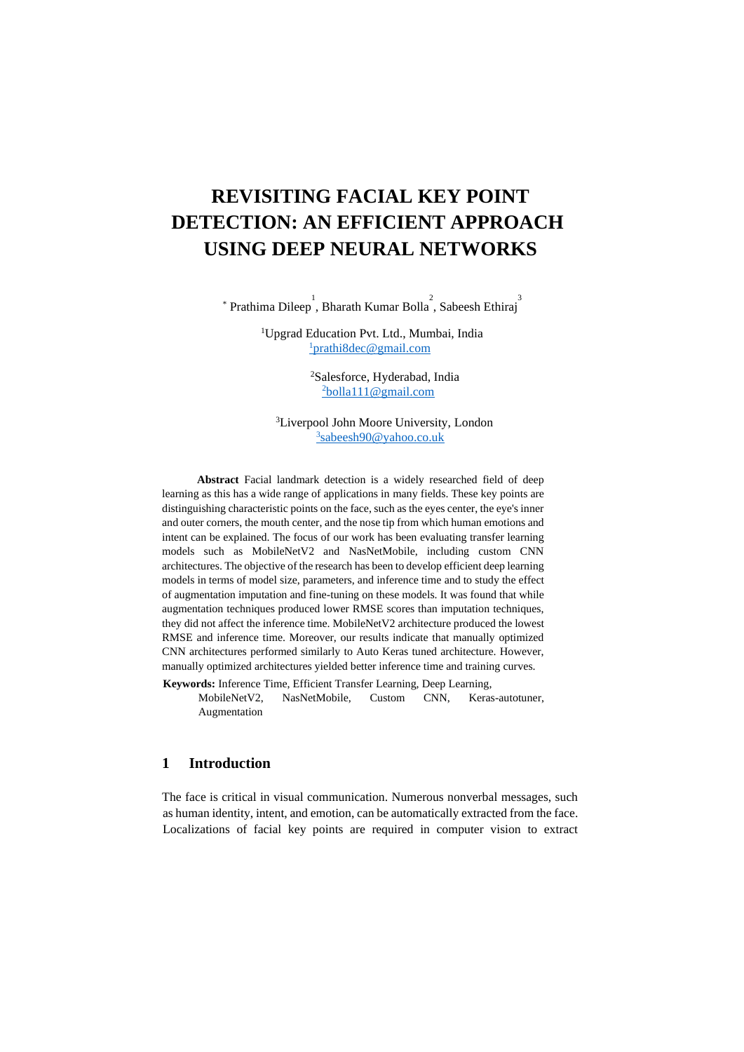# REVISITING FACIAL KEY POINT DETECTION: AN EFFICIENT APPROACH USING DEEP NEURAL NETWORKS

* Prathima Dileep [1], Bharath Kumar Bolla [2], Sabeesh Ethiraj [3]

[1]Upgrad Education Pvt. Ltd., Mumbai, India
[1]prathi8dec@gmail.com

[2]Salesforce, Hyderabad, India
[2]bolla111@gmail.com

[3]Liverpool John Moore University, London
[3]sabeesh90@yahoo.co.uk

**Abstract** Facial landmark detection is a widely researched field of deep learning as this has a wide range of applications in many fields. These key points are distinguishing characteristic points on the face, such as the eyes center, the eye's inner and outer corners, the mouth center, and the nose tip from which human emotions and intent can be explained. The focus of our work has been evaluating transfer learning models such as MobileNetV2 and NasNetMobile, including custom CNN architectures. The objective of the research has been to develop efficient deep learning models in terms of model size, parameters, and inference time and to study the effect of augmentation imputation and fine-tuning on these models. It was found that while augmentation techniques produced lower RMSE scores than imputation techniques, they did not affect the inference time. MobileNetV2 architecture produced the lowest RMSE and inference time. Moreover, our results indicate that manually optimized CNN architectures performed similarly to Auto Keras tuned architecture. However, manually optimized architectures yielded better inference time and training curves.

**Keywords:** Inference Time, Efficient Transfer Learning, Deep Learning, MobileNetV2, NasNetMobile, Custom CNN, Keras-autotuner, Augmentation

## 1 Introduction

The face is critical in visual communication. Numerous nonverbal messages, such as human identity, intent, and emotion, can be automatically extracted from the face. Localizations of facial key points are required in computer vision to extract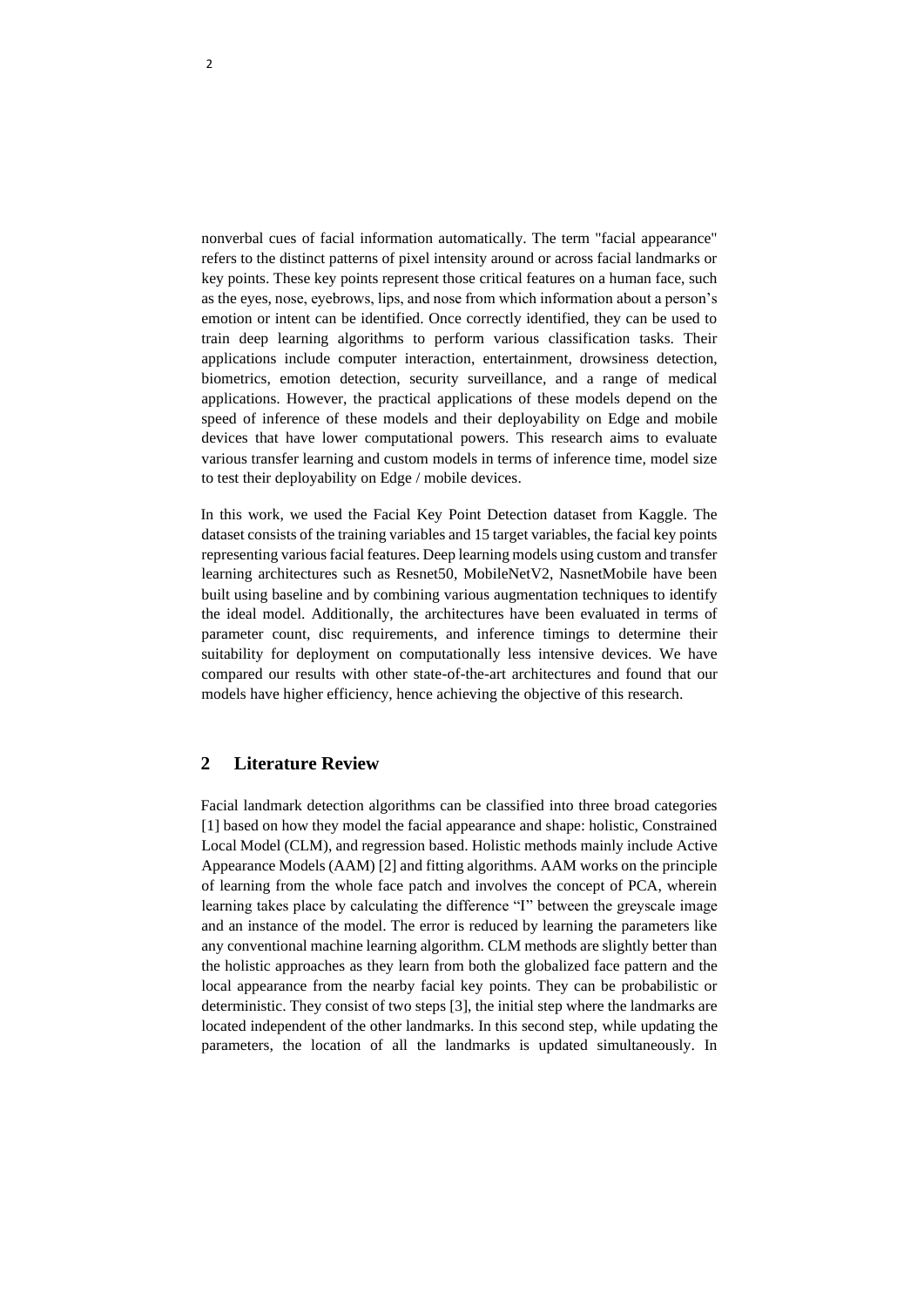nonverbal cues of facial information automatically. The term "facial appearance" refers to the distinct patterns of pixel intensity around or across facial landmarks or key points. These key points represent those critical features on a human face, such as the eyes, nose, eyebrows, lips, and nose from which information about a person's emotion or intent can be identified. Once correctly identified, they can be used to train deep learning algorithms to perform various classification tasks. Their applications include computer interaction, entertainment, drowsiness detection, biometrics, emotion detection, security surveillance, and a range of medical applications. However, the practical applications of these models depend on the speed of inference of these models and their deployability on Edge and mobile devices that have lower computational powers. This research aims to evaluate various transfer learning and custom models in terms of inference time, model size to test their deployability on Edge / mobile devices.

In this work, we used the Facial Key Point Detection dataset from Kaggle. The dataset consists of the training variables and 15 target variables, the facial key points representing various facial features. Deep learning models using custom and transfer learning architectures such as Resnet50, MobileNetV2, NasnetMobile have been built using baseline and by combining various augmentation techniques to identify the ideal model. Additionally, the architectures have been evaluated in terms of parameter count, disc requirements, and inference timings to determine their suitability for deployment on computationally less intensive devices. We have compared our results with other state-of-the-art architectures and found that our models have higher efficiency, hence achieving the objective of this research.

## 2 Literature Review

Facial landmark detection algorithms can be classified into three broad categories [1] based on how they model the facial appearance and shape: holistic, Constrained Local Model (CLM), and regression based. Holistic methods mainly include Active Appearance Models (AAM) [2] and fitting algorithms. AAM works on the principle of learning from the whole face patch and involves the concept of PCA, wherein learning takes place by calculating the difference "I" between the greyscale image and an instance of the model. The error is reduced by learning the parameters like any conventional machine learning algorithm. CLM methods are slightly better than the holistic approaches as they learn from both the globalized face pattern and the local appearance from the nearby facial key points. They can be probabilistic or deterministic. They consist of two steps [3], the initial step where the landmarks are located independent of the other landmarks. In this second step, while updating the parameters, the location of all the landmarks is updated simultaneously. In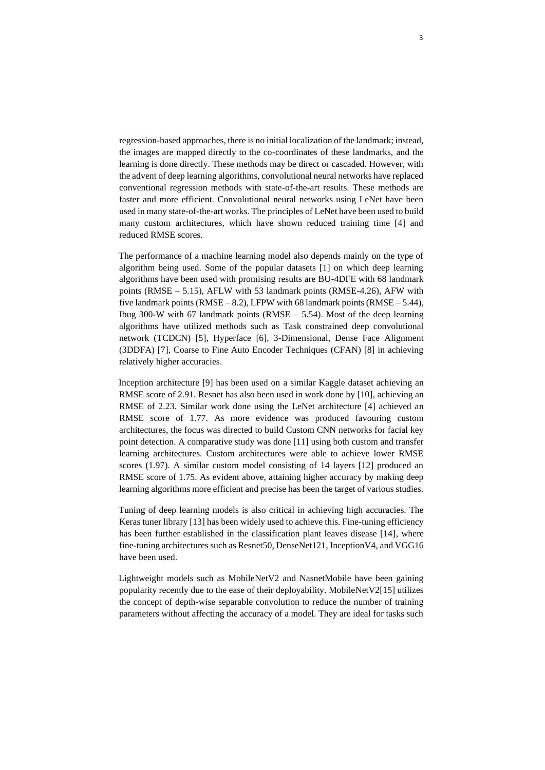regression-based approaches, there is no initial localization of the landmark; instead, the images are mapped directly to the co-coordinates of these landmarks, and the learning is done directly. These methods may be direct or cascaded. However, with the advent of deep learning algorithms, convolutional neural networks have replaced conventional regression methods with state-of-the-art results. These methods are faster and more efficient. Convolutional neural networks using LeNet have been used in many state-of-the-art works. The principles of LeNet have been used to build many custom architectures, which have shown reduced training time [4] and reduced RMSE scores.

The performance of a machine learning model also depends mainly on the type of algorithm being used. Some of the popular datasets [1] on which deep learning algorithms have been used with promising results are BU-4DFE with 68 landmark points (RMSE – 5.15), AFLW with 53 landmark points (RMSE-4.26), AFW with five landmark points (RMSE – 8.2), LFPW with 68 landmark points (RMSE – 5.44), Ibug 300-W with 67 landmark points (RMSE – 5.54). Most of the deep learning algorithms have utilized methods such as Task constrained deep convolutional network (TCDCN) [5], Hyperface [6], 3-Dimensional, Dense Face Alignment (3DDFA) [7], Coarse to Fine Auto Encoder Techniques (CFAN) [8] in achieving relatively higher accuracies.

Inception architecture [9] has been used on a similar Kaggle dataset achieving an RMSE score of 2.91. Resnet has also been used in work done by [10], achieving an RMSE of 2.23. Similar work done using the LeNet architecture [4] achieved an RMSE score of 1.77. As more evidence was produced favouring custom architectures, the focus was directed to build Custom CNN networks for facial key point detection. A comparative study was done [11] using both custom and transfer learning architectures. Custom architectures were able to achieve lower RMSE scores (1.97). A similar custom model consisting of 14 layers [12] produced an RMSE score of 1.75. As evident above, attaining higher accuracy by making deep learning algorithms more efficient and precise has been the target of various studies.

Tuning of deep learning models is also critical in achieving high accuracies. The Keras tuner library [13] has been widely used to achieve this. Fine-tuning efficiency has been further established in the classification plant leaves disease [14], where fine-tuning architectures such as Resnet50, DenseNet121, InceptionV4, and VGG16 have been used.

Lightweight models such as MobileNetV2 and NasnetMobile have been gaining popularity recently due to the ease of their deployability. MobileNetV2[15] utilizes the concept of depth-wise separable convolution to reduce the number of training parameters without affecting the accuracy of a model. They are ideal for tasks such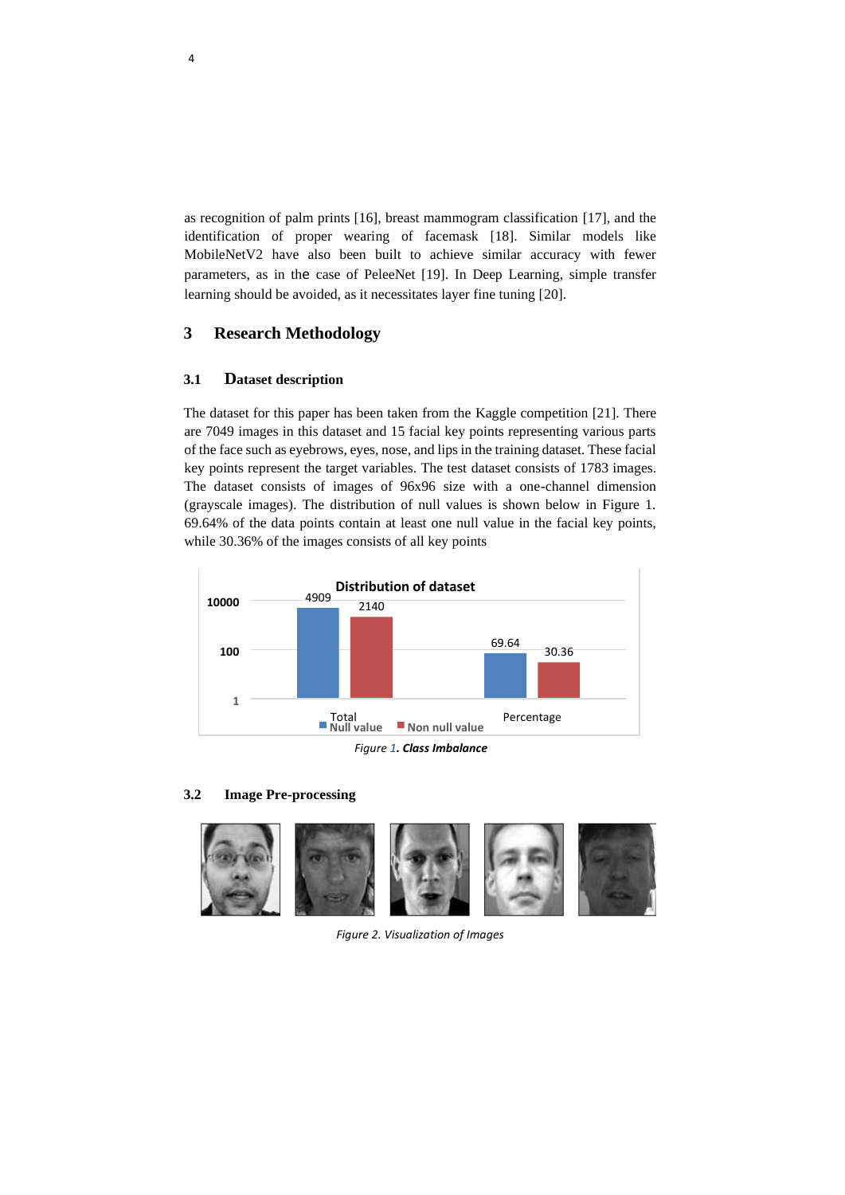as recognition of palm prints [16], breast mammogram classification [17], and the identification of proper wearing of facemask [18]. Similar models like MobileNetV2 have also been built to achieve similar accuracy with fewer parameters, as in the case of PeleeNet [19]. In Deep Learning, simple transfer learning should be avoided, as it necessitates layer fine tuning [20].

# 3 Research Methodology

## 3.1 Dataset description

The dataset for this paper has been taken from the Kaggle competition [21]. There are 7049 images in this dataset and 15 facial key points representing various parts of the face such as eyebrows, eyes, nose, and lips in the training dataset. These facial key points represent the target variables. The test dataset consists of 1783 images. The dataset consists of images of 96x96 size with a one-channel dimension (grayscale images). The distribution of null values is shown below in Figure 1. 69.64% of the data points contain at least one null value in the facial key points, while 30.36% of the images consists of all key points

*Figure 1. **Class Imbalance***

## 3.2 Image Pre-processing

*Figure 2. Visualization of Images*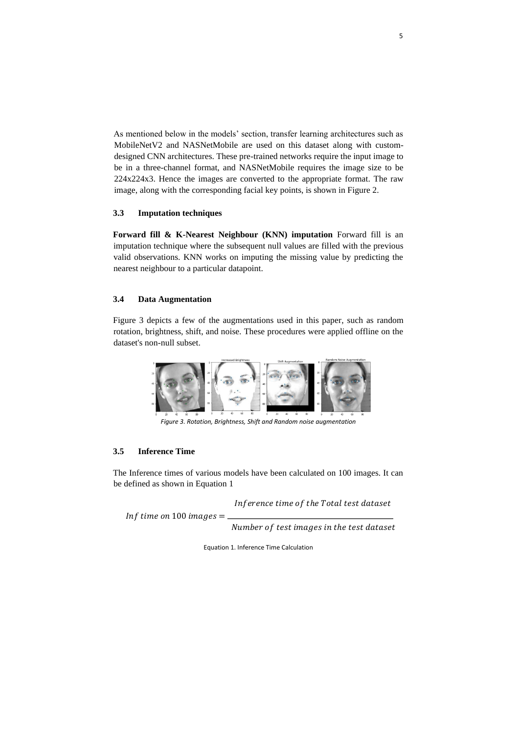As mentioned below in the models' section, transfer learning architectures such as MobileNetV2 and NASNetMobile are used on this dataset along with custom-designed CNN architectures. These pre-trained networks require the input image to be in a three-channel format, and NASNetMobile requires the image size to be 224x224x3. Hence the images are converted to the appropriate format. The raw image, along with the corresponding facial key points, is shown in Figure 2.

### 3.3 Imputation techniques

**Forward fill & K-Nearest Neighbour (KNN) imputation** Forward fill is an imputation technique where the subsequent null values are filled with the previous valid observations. KNN works on imputing the missing value by predicting the nearest neighbour to a particular datapoint.

### 3.4 Data Augmentation

Figure 3 depicts a few of the augmentations used in this paper, such as random rotation, brightness, shift, and noise. These procedures were applied offline on the dataset's non-null subset.

*Figure 3. Rotation, Brightness, Shift and Random noise augmentation*

### 3.5 Inference Time

The Inference times of various models have been calculated on 100 images. It can be defined as shown in Equation 1

$$Inf\ time\ on\ 100\ images = \frac{Inference\ time\ of\ the\ Total\ test\ dataset}{Number\ of\ test\ images\ in\ the\ test\ dataset}$$

Equation 1. Inference Time Calculation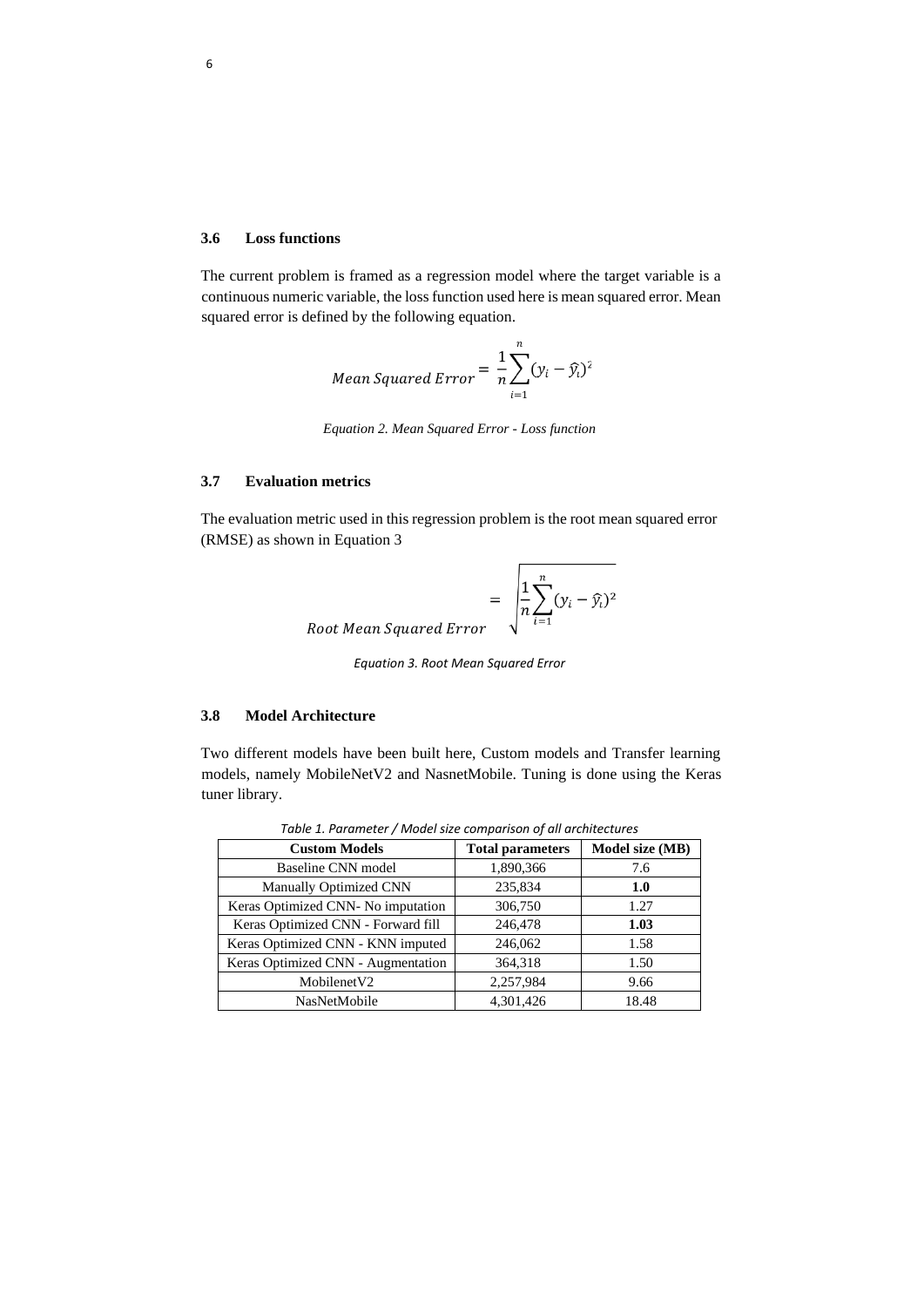### 3.6 Loss functions

The current problem is framed as a regression model where the target variable is a continuous numeric variable, the loss function used here is mean squared error. Mean squared error is defined by the following equation.

$$Mean\ Squared\ Error = \frac{1}{n}\sum_{i=1}^{n}(y_i - \hat{y}_i)^2$$

*Equation 2. Mean Squared Error - Loss function*

### 3.7 Evaluation metrics

The evaluation metric used in this regression problem is the root mean squared error (RMSE) as shown in Equation 3

$$Root\ Mean\ Squared\ Error = \sqrt{\frac{1}{n}\sum_{i=1}^{n}(y_i - \hat{y}_i)^2}$$

*Equation 3. Root Mean Squared Error*

### 3.8 Model Architecture

Two different models have been built here, Custom models and Transfer learning models, namely MobileNetV2 and NasnetMobile. Tuning is done using the Keras tuner library.

*Table 1. Parameter / Model size comparison of all architectures*

| Custom Models | Total parameters | Model size (MB) |
|---|---|---|
| Baseline CNN model | 1,890,366 | 7.6 |
| Manually Optimized CNN | 235,834 | **1.0** |
| Keras Optimized CNN- No imputation | 306,750 | 1.27 |
| Keras Optimized CNN - Forward fill | 246,478 | **1.03** |
| Keras Optimized CNN - KNN imputed | 246,062 | 1.58 |
| Keras Optimized CNN - Augmentation | 364,318 | 1.50 |
| MobilenetV2 | 2,257,984 | 9.66 |
| NasNetMobile | 4,301,426 | 18.48 |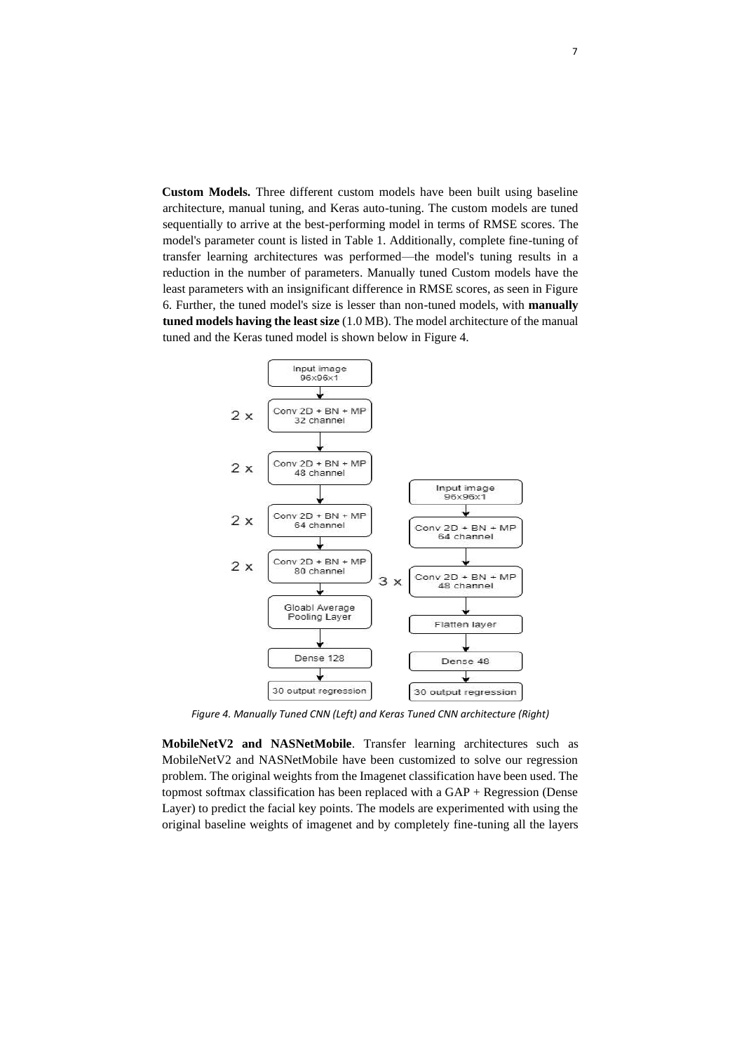**Custom Models.** Three different custom models have been built using baseline architecture, manual tuning, and Keras auto-tuning. The custom models are tuned sequentially to arrive at the best-performing model in terms of RMSE scores. The model's parameter count is listed in Table 1. Additionally, complete fine-tuning of transfer learning architectures was performed—the model's tuning results in a reduction in the number of parameters. Manually tuned Custom models have the least parameters with an insignificant difference in RMSE scores, as seen in Figure 6. Further, the tuned model's size is lesser than non-tuned models, with **manually tuned models having the least size** (1.0 MB). The model architecture of the manual tuned and the Keras tuned model is shown below in Figure 4.

*Figure 4. Manually Tuned CNN (Left) and Keras Tuned CNN architecture (Right)*

**MobileNetV2 and NASNetMobile**. Transfer learning architectures such as MobileNetV2 and NASNetMobile have been customized to solve our regression problem. The original weights from the Imagenet classification have been used. The topmost softmax classification has been replaced with a GAP + Regression (Dense Layer) to predict the facial key points. The models are experimented with using the original baseline weights of imagenet and by completely fine-tuning all the layers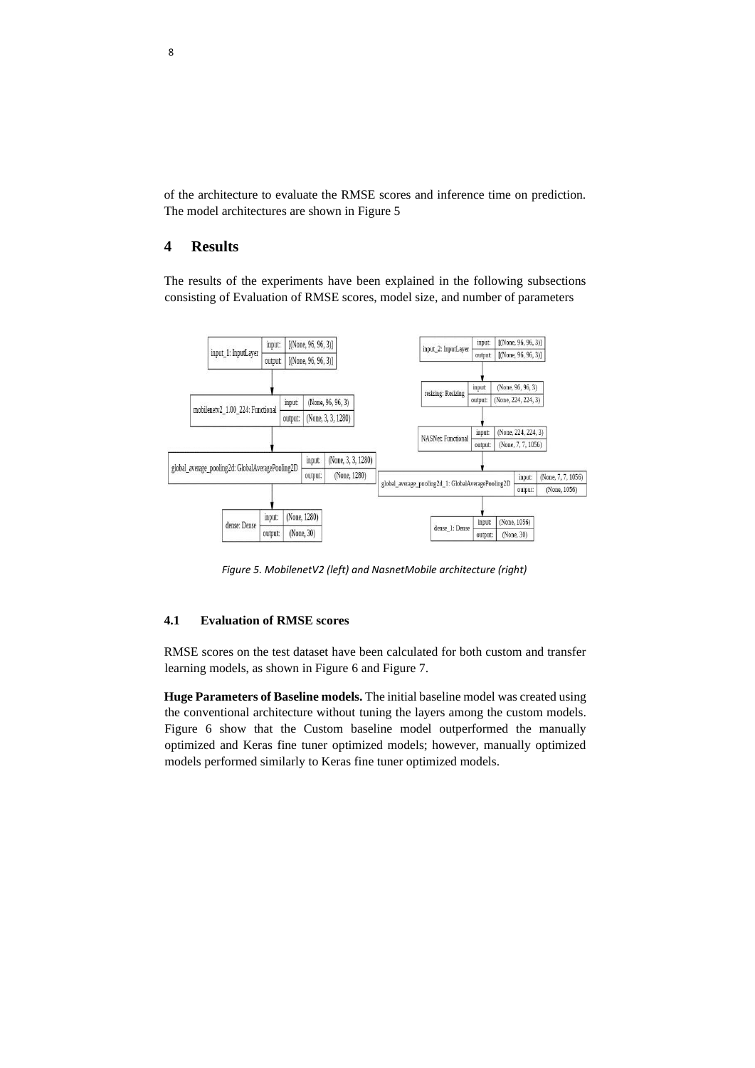of the architecture to evaluate the RMSE scores and inference time on prediction. The model architectures are shown in Figure 5

# 4 Results

The results of the experiments have been explained in the following subsections consisting of Evaluation of RMSE scores, model size, and number of parameters

*Figure 5. MobilenetV2 (left) and NasnetMobile architecture (right)*

## 4.1 Evaluation of RMSE scores

RMSE scores on the test dataset have been calculated for both custom and transfer learning models, as shown in Figure 6 and Figure 7.

**Huge Parameters of Baseline models.** The initial baseline model was created using the conventional architecture without tuning the layers among the custom models. Figure 6 show that the Custom baseline model outperformed the manually optimized and Keras fine tuner optimized models; however, manually optimized models performed similarly to Keras fine tuner optimized models.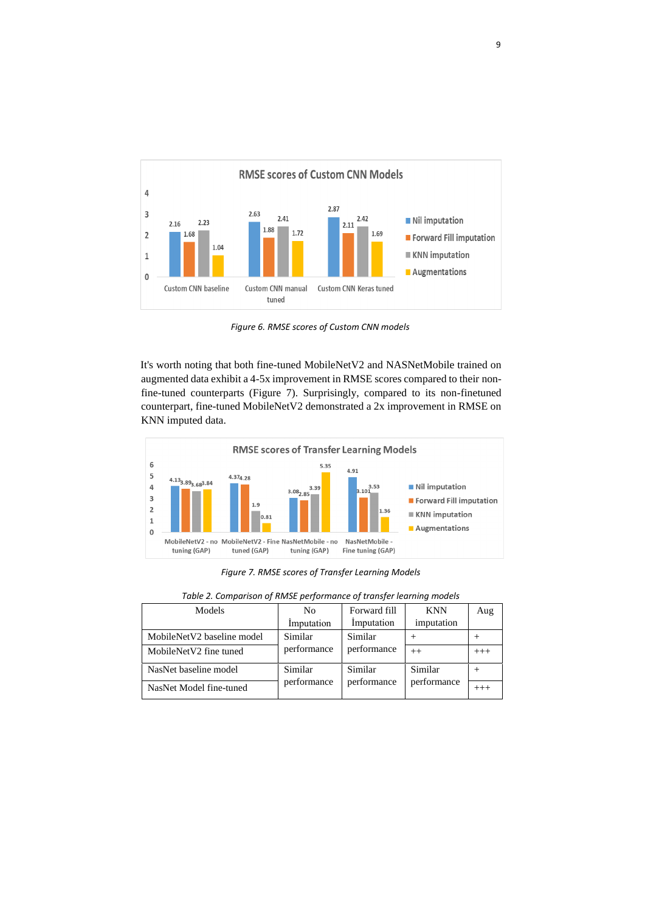*Figure 6. RMSE scores of Custom CNN models*

It's worth noting that both fine-tuned MobileNetV2 and NASNetMobile trained on augmented data exhibit a 4-5x improvement in RMSE scores compared to their non-fine-tuned counterparts (Figure 7). Surprisingly, compared to its non-finetuned counterpart, fine-tuned MobileNetV2 demonstrated a 2x improvement in RMSE on KNN imputed data.

*Figure 7. RMSE scores of Transfer Learning Models*

*Table 2. Comparison of RMSE performance of transfer learning models*

| Models | No İmputation | Forward fill İmputation | KNN imputation | Aug |
|---|---|---|---|---|
| MobileNetV2 baseline model | Similar performance | Similar performance | + | + |
| MobileNetV2 fine tuned | | | ++ | +++ |
| NasNet baseline model | Similar performance | Similar performance | Similar performance | + |
| NasNet Model fine-tuned | | | | +++ |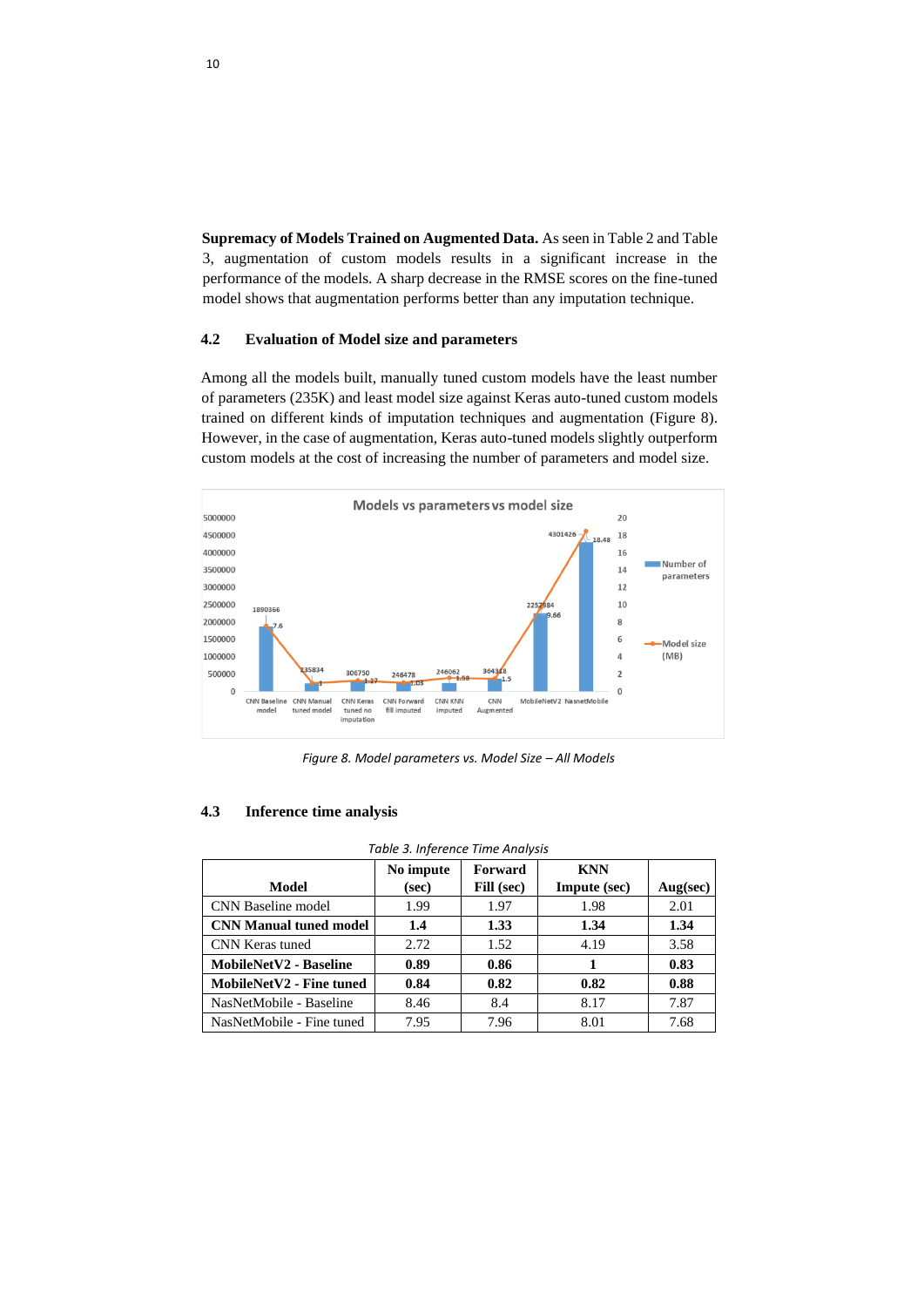**Supremacy of Models Trained on Augmented Data.** As seen in Table 2 and Table 3, augmentation of custom models results in a significant increase in the performance of the models. A sharp decrease in the RMSE scores on the fine-tuned model shows that augmentation performs better than any imputation technique.

### 4.2 Evaluation of Model size and parameters

Among all the models built, manually tuned custom models have the least number of parameters (235K) and least model size against Keras auto-tuned custom models trained on different kinds of imputation techniques and augmentation (Figure 8). However, in the case of augmentation, Keras auto-tuned models slightly outperform custom models at the cost of increasing the number of parameters and model size.

*Figure 8. Model parameters vs. Model Size – All Models*

### 4.3 Inference time analysis

*Table 3. Inference Time Analysis*

| Model | No impute (sec) | Forward Fill (sec) | KNN Impute (sec) | Aug(sec) |
|---|---|---|---|---|
| CNN Baseline model | 1.99 | 1.97 | 1.98 | 2.01 |
| **CNN Manual tuned model** | **1.4** | **1.33** | **1.34** | **1.34** |
| CNN Keras tuned | 2.72 | 1.52 | 4.19 | 3.58 |
| **MobileNetV2 - Baseline** | **0.89** | **0.86** | **1** | **0.83** |
| **MobileNetV2 - Fine tuned** | **0.84** | **0.82** | **0.82** | **0.88** |
| NasNetMobile - Baseline | 8.46 | 8.4 | 8.17 | 7.87 |
| NasNetMobile - Fine tuned | 7.95 | 7.96 | 8.01 | 7.68 |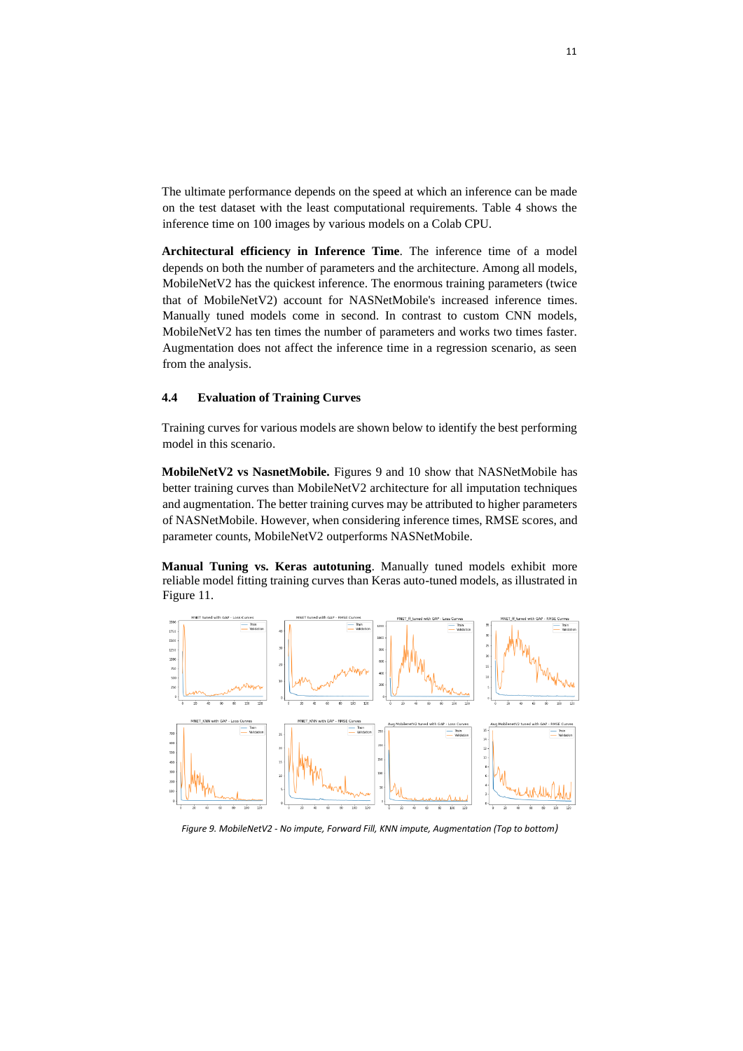The ultimate performance depends on the speed at which an inference can be made on the test dataset with the least computational requirements. Table 4 shows the inference time on 100 images by various models on a Colab CPU.

**Architectural efficiency in Inference Time**. The inference time of a model depends on both the number of parameters and the architecture. Among all models, MobileNetV2 has the quickest inference. The enormous training parameters (twice that of MobileNetV2) account for NASNetMobile's increased inference times. Manually tuned models come in second. In contrast to custom CNN models, MobileNetV2 has ten times the number of parameters and works two times faster. Augmentation does not affect the inference time in a regression scenario, as seen from the analysis.

### 4.4 Evaluation of Training Curves

Training curves for various models are shown below to identify the best performing model in this scenario.

**MobileNetV2 vs NasnetMobile.** Figures 9 and 10 show that NASNetMobile has better training curves than MobileNetV2 architecture for all imputation techniques and augmentation. The better training curves may be attributed to higher parameters of NASNetMobile. However, when considering inference times, RMSE scores, and parameter counts, MobileNetV2 outperforms NASNetMobile.

**Manual Tuning vs. Keras autotuning**. Manually tuned models exhibit more reliable model fitting training curves than Keras auto-tuned models, as illustrated in Figure 11.

*Figure 9. MobileNetV2 - No impute, Forward Fill, KNN impute, Augmentation (Top to bottom)*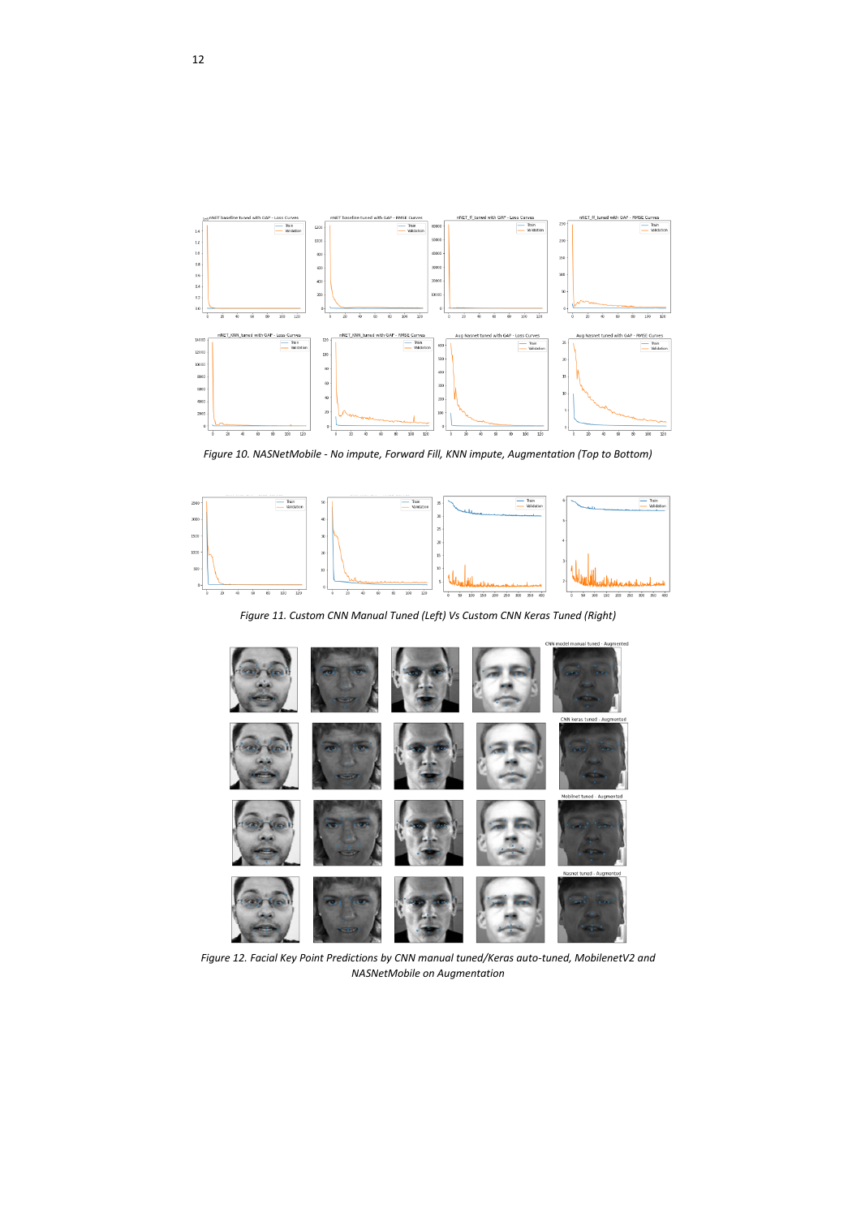*Figure 10. NASNetMobile - No impute, Forward Fill, KNN impute, Augmentation (Top to Bottom)*

*Figure 11. Custom CNN Manual Tuned (Left) Vs Custom CNN Keras Tuned (Right)*

*Figure 12. Facial Key Point Predictions by CNN manual tuned/Keras auto-tuned, MobilenetV2 and NASNetMobile on Augmentation*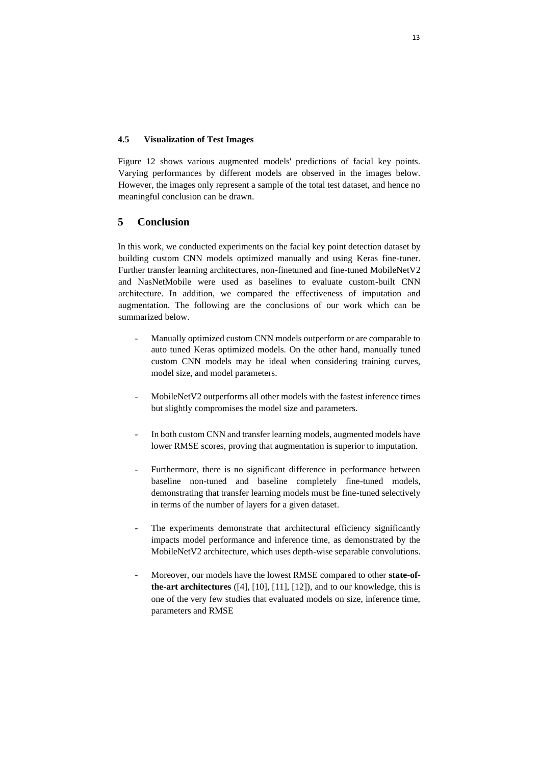### 4.5 Visualization of Test Images

Figure 12 shows various augmented models' predictions of facial key points. Varying performances by different models are observed in the images below. However, the images only represent a sample of the total test dataset, and hence no meaningful conclusion can be drawn.

## 5 Conclusion

In this work, we conducted experiments on the facial key point detection dataset by building custom CNN models optimized manually and using Keras fine-tuner. Further transfer learning architectures, non-finetuned and fine-tuned MobileNetV2 and NasNetMobile were used as baselines to evaluate custom-built CNN architecture. In addition, we compared the effectiveness of imputation and augmentation. The following are the conclusions of our work which can be summarized below.

- Manually optimized custom CNN models outperform or are comparable to auto tuned Keras optimized models. On the other hand, manually tuned custom CNN models may be ideal when considering training curves, model size, and model parameters.
- MobileNetV2 outperforms all other models with the fastest inference times but slightly compromises the model size and parameters.
- In both custom CNN and transfer learning models, augmented models have lower RMSE scores, proving that augmentation is superior to imputation.
- Furthermore, there is no significant difference in performance between baseline non-tuned and baseline completely fine-tuned models, demonstrating that transfer learning models must be fine-tuned selectively in terms of the number of layers for a given dataset.
- The experiments demonstrate that architectural efficiency significantly impacts model performance and inference time, as demonstrated by the MobileNetV2 architecture, which uses depth-wise separable convolutions.
- Moreover, our models have the lowest RMSE compared to other **state-of-the-art architectures** ([4], [10], [11], [12]), and to our knowledge, this is one of the very few studies that evaluated models on size, inference time, parameters and RMSE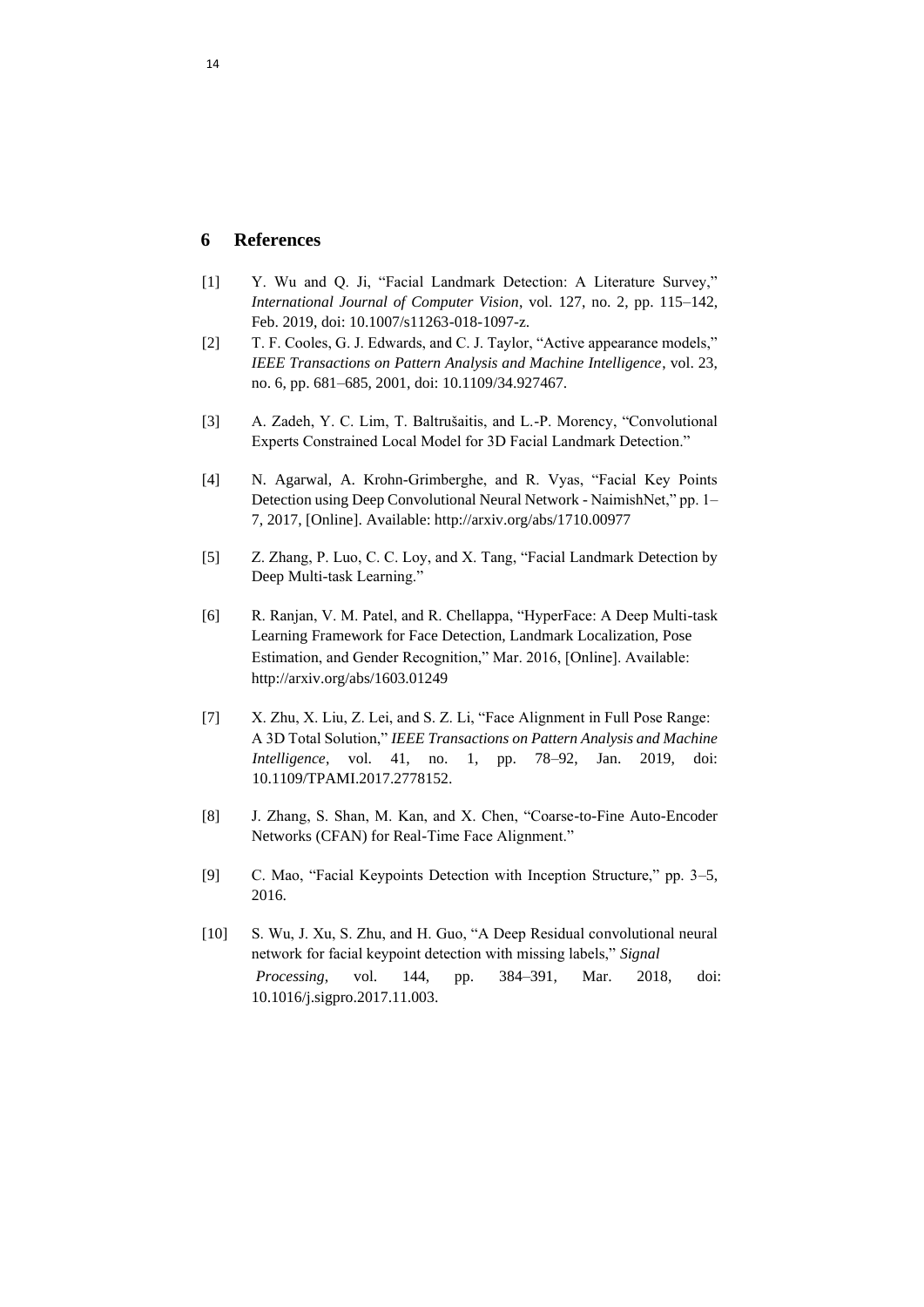## 6 References

[1] Y. Wu and Q. Ji, "Facial Landmark Detection: A Literature Survey," *International Journal of Computer Vision*, vol. 127, no. 2, pp. 115–142, Feb. 2019, doi: 10.1007/s11263-018-1097-z.

[2] T. F. Cooles, G. J. Edwards, and C. J. Taylor, "Active appearance models," *IEEE Transactions on Pattern Analysis and Machine Intelligence*, vol. 23, no. 6, pp. 681–685, 2001, doi: 10.1109/34.927467.

[3] A. Zadeh, Y. C. Lim, T. Baltrušaitis, and L.-P. Morency, "Convolutional Experts Constrained Local Model for 3D Facial Landmark Detection."

[4] N. Agarwal, A. Krohn-Grimberghe, and R. Vyas, "Facial Key Points Detection using Deep Convolutional Neural Network - NaimishNet," pp. 1–7, 2017, [Online]. Available: http://arxiv.org/abs/1710.00977

[5] Z. Zhang, P. Luo, C. C. Loy, and X. Tang, "Facial Landmark Detection by Deep Multi-task Learning."

[6] R. Ranjan, V. M. Patel, and R. Chellappa, "HyperFace: A Deep Multi-task Learning Framework for Face Detection, Landmark Localization, Pose Estimation, and Gender Recognition," Mar. 2016, [Online]. Available: http://arxiv.org/abs/1603.01249

[7] X. Zhu, X. Liu, Z. Lei, and S. Z. Li, "Face Alignment in Full Pose Range: A 3D Total Solution," *IEEE Transactions on Pattern Analysis and Machine Intelligence*, vol. 41, no. 1, pp. 78–92, Jan. 2019, doi: 10.1109/TPAMI.2017.2778152.

[8] J. Zhang, S. Shan, M. Kan, and X. Chen, "Coarse-to-Fine Auto-Encoder Networks (CFAN) for Real-Time Face Alignment."

[9] C. Mao, "Facial Keypoints Detection with Inception Structure," pp. 3–5, 2016.

[10] S. Wu, J. Xu, S. Zhu, and H. Guo, "A Deep Residual convolutional neural network for facial keypoint detection with missing labels," *Signal Processing*, vol. 144, pp. 384–391, Mar. 2018, doi: 10.1016/j.sigpro.2017.11.003.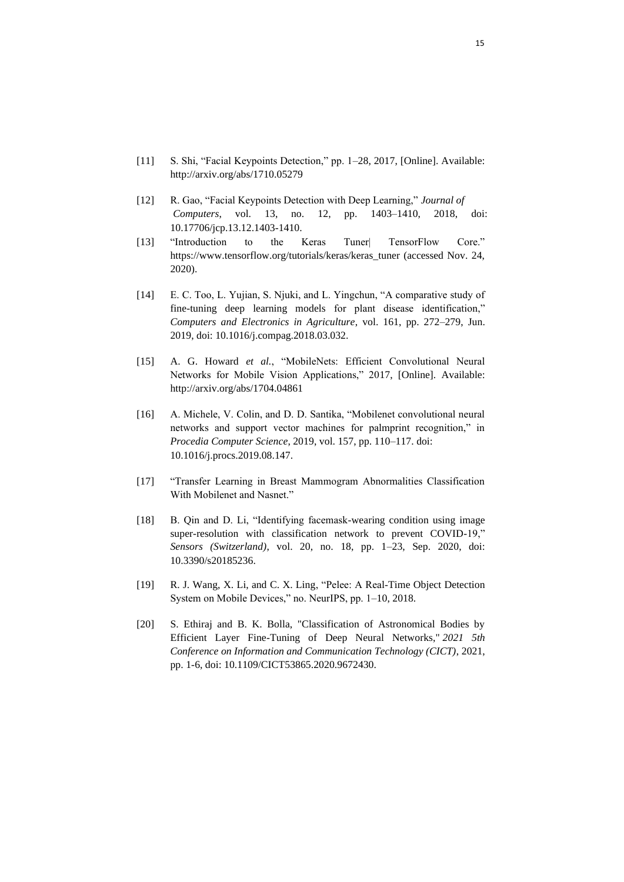[11] S. Shi, “Facial Keypoints Detection,” pp. 1–28, 2017, [Online]. Available: http://arxiv.org/abs/1710.05279

[12] R. Gao, “Facial Keypoints Detection with Deep Learning,” *Journal of Computers*, vol. 13, no. 12, pp. 1403–1410, 2018, doi: 10.17706/jcp.13.12.1403-1410.

[13] “Introduction to the Keras Tuner| TensorFlow Core.” https://www.tensorflow.org/tutorials/keras/keras_tuner (accessed Nov. 24, 2020).

[14] E. C. Too, L. Yujian, S. Njuki, and L. Yingchun, “A comparative study of fine-tuning deep learning models for plant disease identification,” *Computers and Electronics in Agriculture*, vol. 161, pp. 272–279, Jun. 2019, doi: 10.1016/j.compag.2018.03.032.

[15] A. G. Howard *et al.*, “MobileNets: Efficient Convolutional Neural Networks for Mobile Vision Applications,” 2017, [Online]. Available: http://arxiv.org/abs/1704.04861

[16] A. Michele, V. Colin, and D. D. Santika, “Mobilenet convolutional neural networks and support vector machines for palmprint recognition,” in *Procedia Computer Science*, 2019, vol. 157, pp. 110–117. doi: 10.1016/j.procs.2019.08.147.

[17] “Transfer Learning in Breast Mammogram Abnormalities Classification With Mobilenet and Nasnet.”

[18] B. Qin and D. Li, “Identifying facemask-wearing condition using image super-resolution with classification network to prevent COVID-19,” *Sensors (Switzerland)*, vol. 20, no. 18, pp. 1–23, Sep. 2020, doi: 10.3390/s20185236.

[19] R. J. Wang, X. Li, and C. X. Ling, “Pelee: A Real-Time Object Detection System on Mobile Devices,” no. NeurIPS, pp. 1–10, 2018.

[20] S. Ethiraj and B. K. Bolla, "Classification of Astronomical Bodies by Efficient Layer Fine-Tuning of Deep Neural Networks," *2021 5th Conference on Information and Communication Technology (CICT)*, 2021, pp. 1-6, doi: 10.1109/CICT53865.2020.9672430.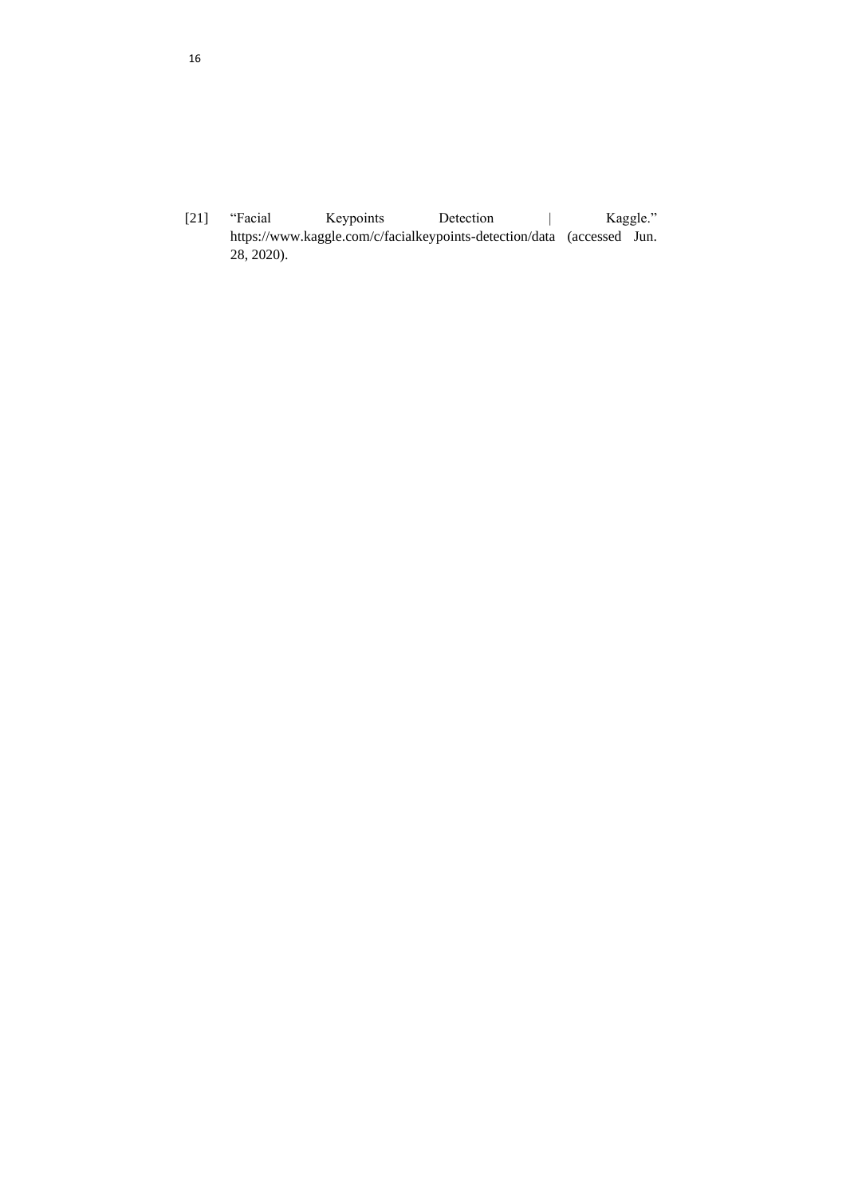[21] "Facial Keypoints Detection | Kaggle." https://www.kaggle.com/c/facialkeypoints-detection/data (accessed Jun. 28, 2020).